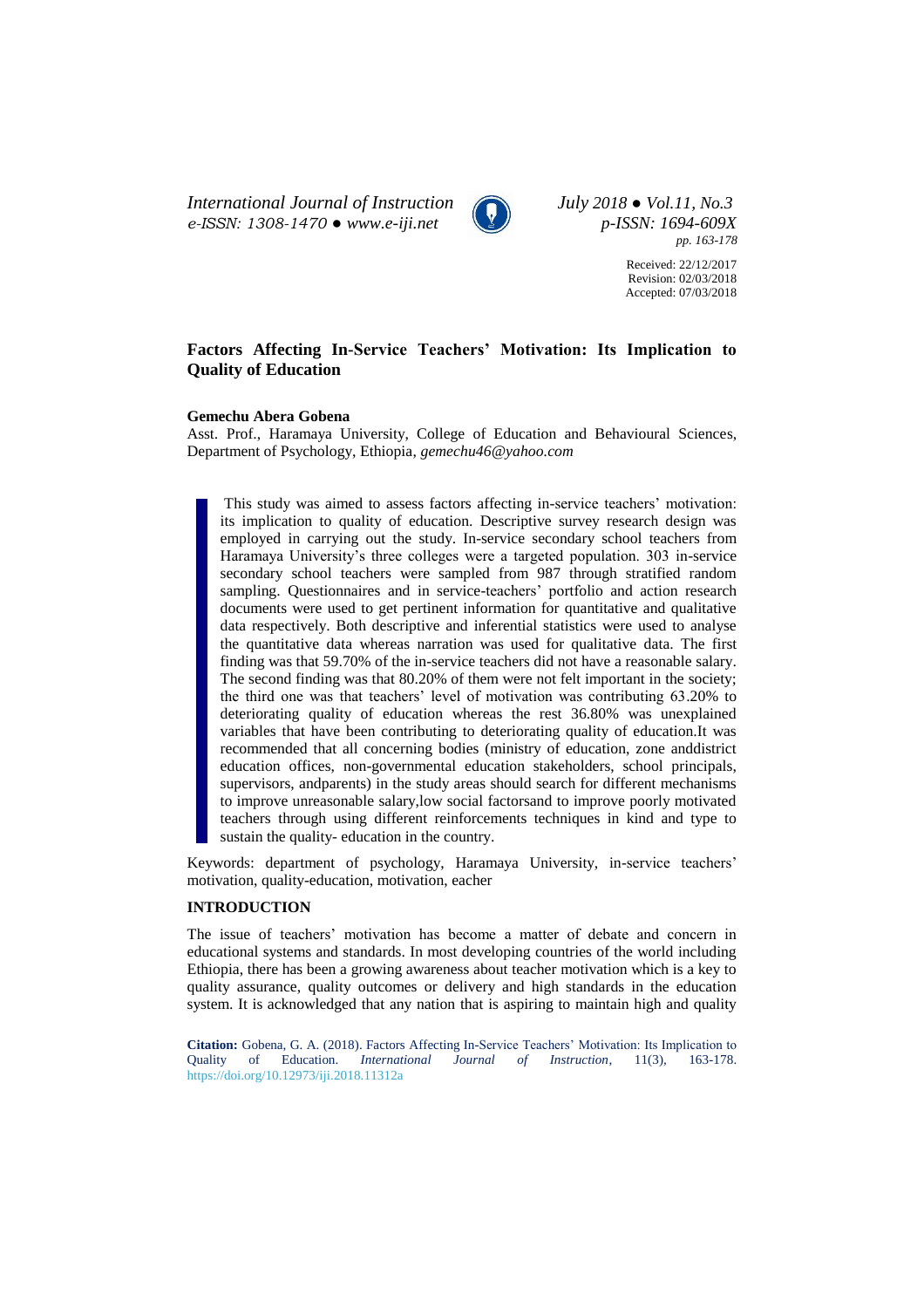*International Journal of Instruction* *July 2018 ● Vol.11, No.3*
*e-ISSN: 1308-1470 ● www.e-iji.net* *p-ISSN: 1694-609X*
*pp. 163-178*

Received: 22/12/2017
Revision: 02/03/2018
Accepted: 07/03/2018

# Factors Affecting In-Service Teachers' Motivation: Its Implication to Quality of Education

**Gemechu Abera Gobena**

Asst. Prof., Haramaya University, College of Education and Behavioural Sciences, Department of Psychology, Ethiopia, *gemechu46@yahoo.com*

> This study was aimed to assess factors affecting in-service teachers' motivation: its implication to quality of education. Descriptive survey research design was employed in carrying out the study. In-service secondary school teachers from Haramaya University's three colleges were a targeted population. 303 in-service secondary school teachers were sampled from 987 through stratified random sampling. Questionnaires and in service-teachers' portfolio and action research documents were used to get pertinent information for quantitative and qualitative data respectively. Both descriptive and inferential statistics were used to analyse the quantitative data whereas narration was used for qualitative data. The first finding was that 59.70% of the in-service teachers did not have a reasonable salary. The second finding was that 80.20% of them were not felt important in the society; the third one was that teachers' level of motivation was contributing 63.20% to deteriorating quality of education whereas the rest 36.80% was unexplained variables that have been contributing to deteriorating quality of education.It was recommended that all concerning bodies (ministry of education, zone anddistrict education offices, non-governmental education stakeholders, school principals, supervisors, andparents) in the study areas should search for different mechanisms to improve unreasonable salary,low social factorsand to improve poorly motivated teachers through using different reinforcements techniques in kind and type to sustain the quality- education in the country.

Keywords: department of psychology, Haramaya University, in-service teachers' motivation, quality-education, motivation, eacher

## INTRODUCTION

The issue of teachers' motivation has become a matter of debate and concern in educational systems and standards. In most developing countries of the world including Ethiopia, there has been a growing awareness about teacher motivation which is a key to quality assurance, quality outcomes or delivery and high standards in the education system. It is acknowledged that any nation that is aspiring to maintain high and quality

**Citation:** Gobena, G. A. (2018). Factors Affecting In-Service Teachers' Motivation: Its Implication to Quality of Education. *International Journal of Instruction*, 11(3), 163-178. https://doi.org/10.12973/iji.2018.11312a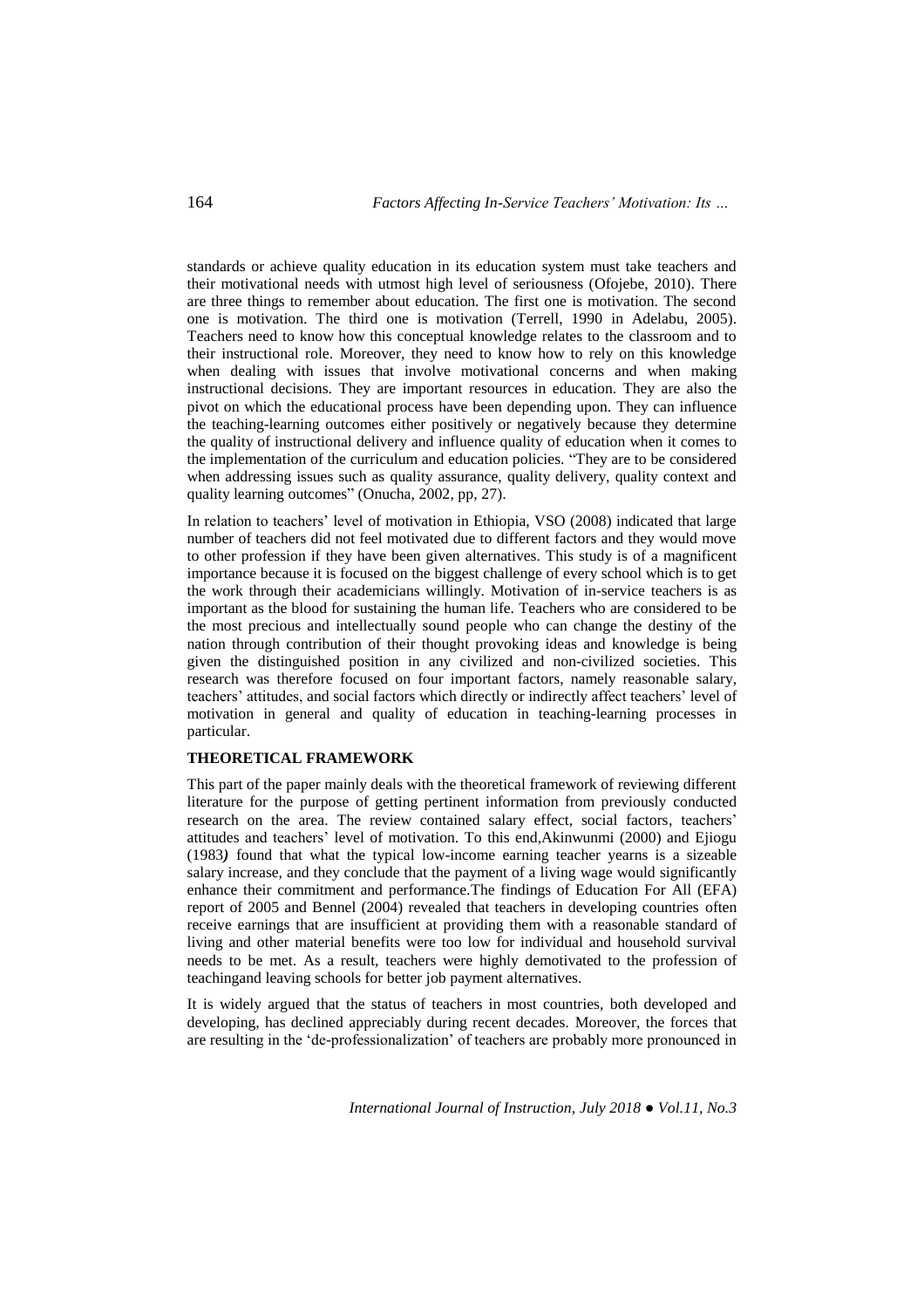standards or achieve quality education in its education system must take teachers and their motivational needs with utmost high level of seriousness (Ofojebe, 2010). There are three things to remember about education. The first one is motivation. The second one is motivation. The third one is motivation (Terrell, 1990 in Adelabu, 2005). Teachers need to know how this conceptual knowledge relates to the classroom and to their instructional role. Moreover, they need to know how to rely on this knowledge when dealing with issues that involve motivational concerns and when making instructional decisions. They are important resources in education. They are also the pivot on which the educational process have been depending upon. They can influence the teaching-learning outcomes either positively or negatively because they determine the quality of instructional delivery and influence quality of education when it comes to the implementation of the curriculum and education policies. "They are to be considered when addressing issues such as quality assurance, quality delivery, quality context and quality learning outcomes" (Onucha, 2002, pp, 27).

In relation to teachers' level of motivation in Ethiopia, VSO (2008) indicated that large number of teachers did not feel motivated due to different factors and they would move to other profession if they have been given alternatives. This study is of a magnificent importance because it is focused on the biggest challenge of every school which is to get the work through their academicians willingly. Motivation of in-service teachers is as important as the blood for sustaining the human life. Teachers who are considered to be the most precious and intellectually sound people who can change the destiny of the nation through contribution of their thought provoking ideas and knowledge is being given the distinguished position in any civilized and non-civilized societies. This research was therefore focused on four important factors, namely reasonable salary, teachers' attitudes, and social factors which directly or indirectly affect teachers' level of motivation in general and quality of education in teaching-learning processes in particular.

## THEORETICAL FRAMEWORK

This part of the paper mainly deals with the theoretical framework of reviewing different literature for the purpose of getting pertinent information from previously conducted research on the area. The review contained salary effect, social factors, teachers' attitudes and teachers' level of motivation. To this end,Akinwunmi (2000) and Ejiogu (1983*)* found that what the typical low-income earning teacher yearns is a sizeable salary increase, and they conclude that the payment of a living wage would significantly enhance their commitment and performance.The findings of Education For All (EFA) report of 2005 and Bennel (2004) revealed that teachers in developing countries often receive earnings that are insufficient at providing them with a reasonable standard of living and other material benefits were too low for individual and household survival needs to be met. As a result, teachers were highly demotivated to the profession of teachingand leaving schools for better job payment alternatives.

It is widely argued that the status of teachers in most countries, both developed and developing, has declined appreciably during recent decades. Moreover, the forces that are resulting in the 'de-professionalization' of teachers are probably more pronounced in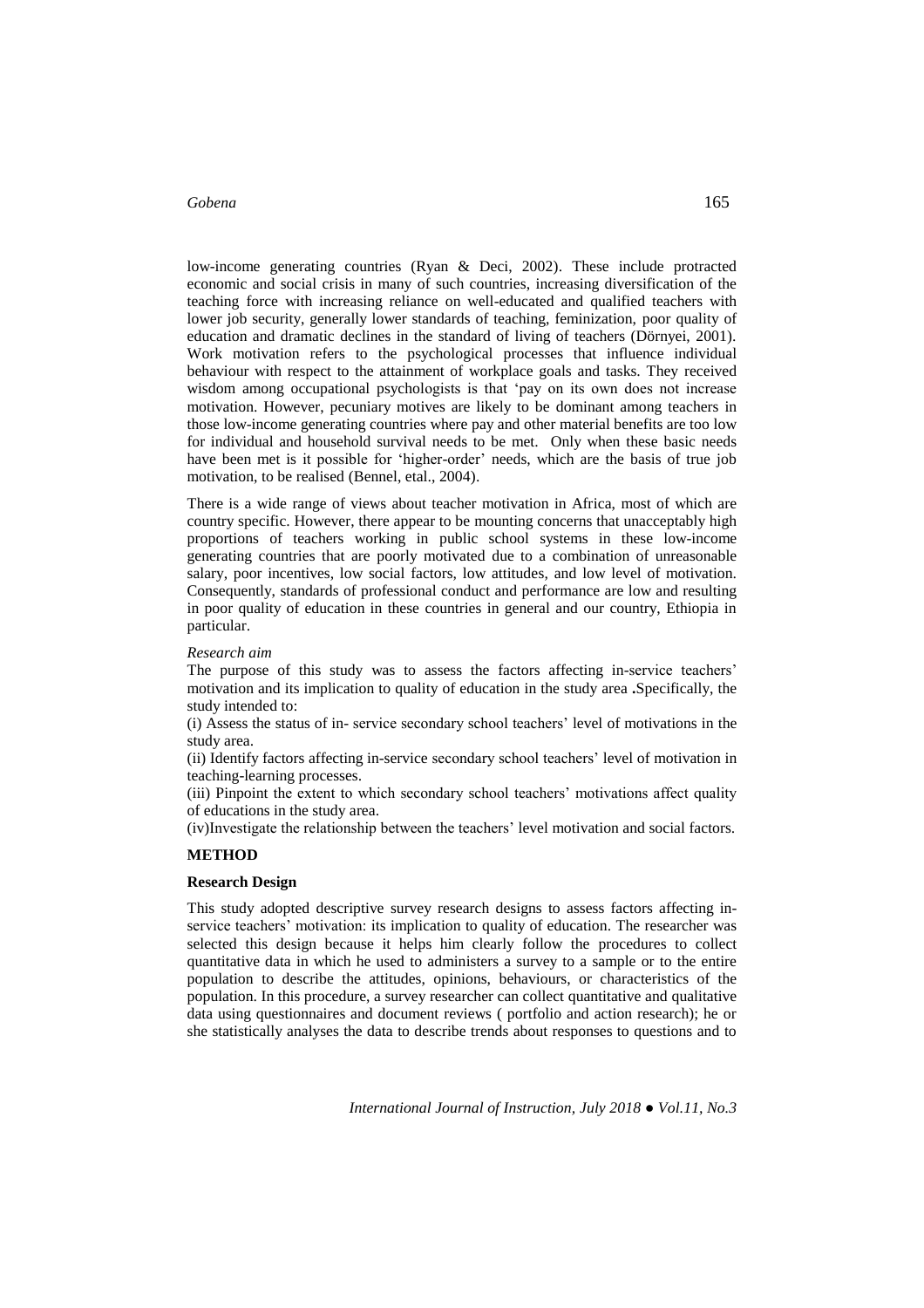low-income generating countries (Ryan & Deci, 2002). These include protracted economic and social crisis in many of such countries, increasing diversification of the teaching force with increasing reliance on well-educated and qualified teachers with lower job security, generally lower standards of teaching, feminization, poor quality of education and dramatic declines in the standard of living of teachers (Dörnyei, 2001). Work motivation refers to the psychological processes that influence individual behaviour with respect to the attainment of workplace goals and tasks. They received wisdom among occupational psychologists is that 'pay on its own does not increase motivation. However, pecuniary motives are likely to be dominant among teachers in those low-income generating countries where pay and other material benefits are too low for individual and household survival needs to be met. Only when these basic needs have been met is it possible for 'higher-order' needs, which are the basis of true job motivation, to be realised (Bennel, etal., 2004).

There is a wide range of views about teacher motivation in Africa, most of which are country specific. However, there appear to be mounting concerns that unacceptably high proportions of teachers working in public school systems in these low-income generating countries that are poorly motivated due to a combination of unreasonable salary, poor incentives, low social factors, low attitudes, and low level of motivation. Consequently, standards of professional conduct and performance are low and resulting in poor quality of education in these countries in general and our country, Ethiopia in particular.

*Research aim*

The purpose of this study was to assess the factors affecting in-service teachers' motivation and its implication to quality of education in the study area **.**Specifically, the study intended to:

(i) Assess the status of in- service secondary school teachers' level of motivations in the study area.

(ii) Identify factors affecting in-service secondary school teachers' level of motivation in teaching-learning processes.

(iii) Pinpoint the extent to which secondary school teachers' motivations affect quality of educations in the study area.

(iv)Investigate the relationship between the teachers' level motivation and social factors.

## METHOD

### Research Design

This study adopted descriptive survey research designs to assess factors affecting in-service teachers' motivation: its implication to quality of education. The researcher was selected this design because it helps him clearly follow the procedures to collect quantitative data in which he used to administers a survey to a sample or to the entire population to describe the attitudes, opinions, behaviours, or characteristics of the population. In this procedure, a survey researcher can collect quantitative and qualitative data using questionnaires and document reviews ( portfolio and action research); he or she statistically analyses the data to describe trends about responses to questions and to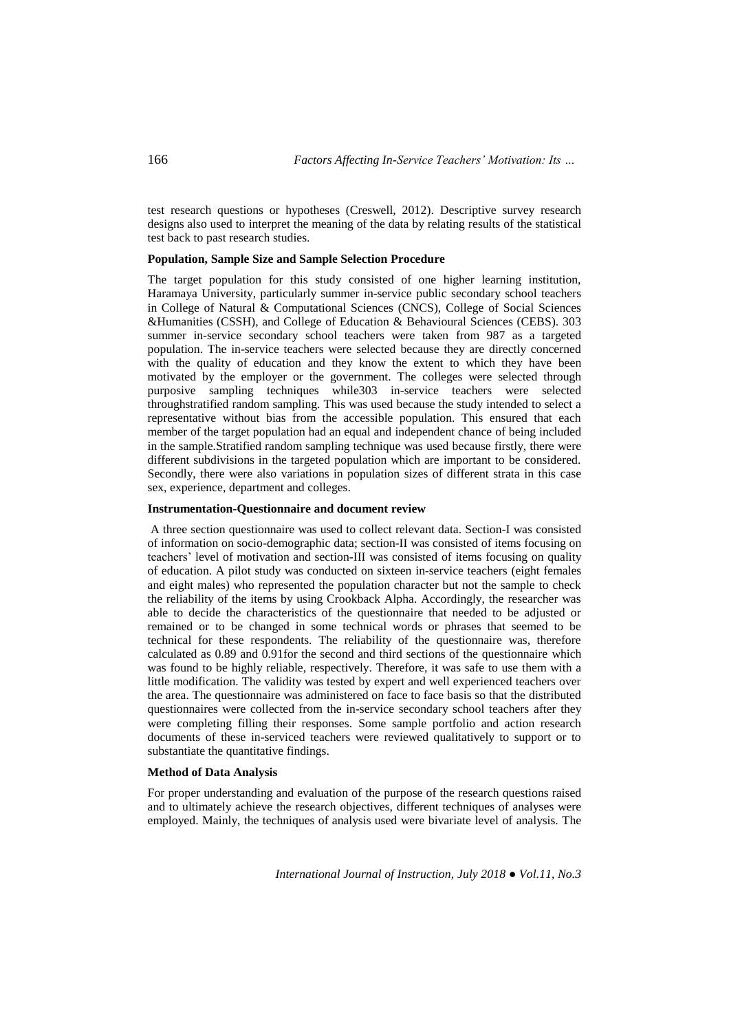test research questions or hypotheses (Creswell, 2012). Descriptive survey research designs also used to interpret the meaning of the data by relating results of the statistical test back to past research studies.

**Population, Sample Size and Sample Selection Procedure**

The target population for this study consisted of one higher learning institution, Haramaya University, particularly summer in-service public secondary school teachers in College of Natural & Computational Sciences (CNCS), College of Social Sciences &Humanities (CSSH), and College of Education & Behavioural Sciences (CEBS). 303 summer in-service secondary school teachers were taken from 987 as a targeted population. The in-service teachers were selected because they are directly concerned with the quality of education and they know the extent to which they have been motivated by the employer or the government. The colleges were selected through purposive sampling techniques while303 in-service teachers were selected throughstratified random sampling. This was used because the study intended to select a representative without bias from the accessible population. This ensured that each member of the target population had an equal and independent chance of being included in the sample.Stratified random sampling technique was used because firstly, there were different subdivisions in the targeted population which are important to be considered. Secondly, there were also variations in population sizes of different strata in this case sex, experience, department and colleges.

**Instrumentation-Questionnaire and document review**

A three section questionnaire was used to collect relevant data. Section-I was consisted of information on socio-demographic data; section-II was consisted of items focusing on teachers' level of motivation and section-III was consisted of items focusing on quality of education. A pilot study was conducted on sixteen in-service teachers (eight females and eight males) who represented the population character but not the sample to check the reliability of the items by using Crookback Alpha. Accordingly, the researcher was able to decide the characteristics of the questionnaire that needed to be adjusted or remained or to be changed in some technical words or phrases that seemed to be technical for these respondents. The reliability of the questionnaire was, therefore calculated as 0.89 and 0.91for the second and third sections of the questionnaire which was found to be highly reliable, respectively. Therefore, it was safe to use them with a little modification. The validity was tested by expert and well experienced teachers over the area. The questionnaire was administered on face to face basis so that the distributed questionnaires were collected from the in-service secondary school teachers after they were completing filling their responses. Some sample portfolio and action research documents of these in-serviced teachers were reviewed qualitatively to support or to substantiate the quantitative findings.

**Method of Data Analysis**

For proper understanding and evaluation of the purpose of the research questions raised and to ultimately achieve the research objectives, different techniques of analyses were employed. Mainly, the techniques of analysis used were bivariate level of analysis. The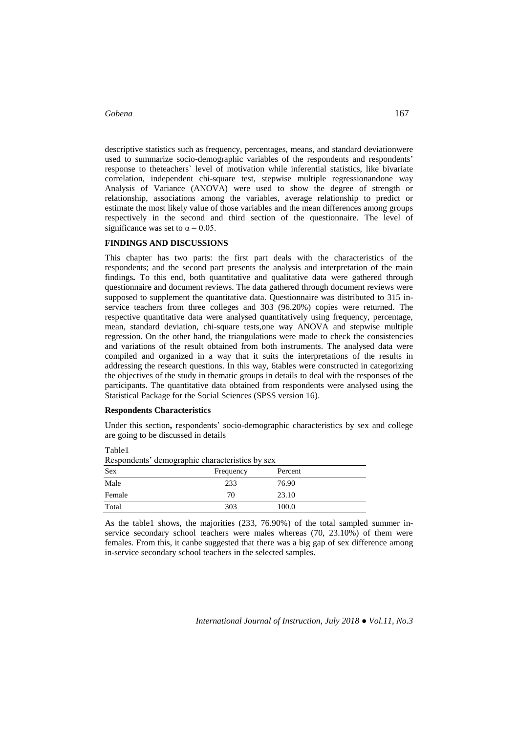descriptive statistics such as frequency, percentages, means, and standard deviationwere used to summarize socio-demographic variables of the respondents and respondents' response to theteachers` level of motivation while inferential statistics, like bivariate correlation, independent chi-square test, stepwise multiple regressionandone way Analysis of Variance (ANOVA) were used to show the degree of strength or relationship, associations among the variables, average relationship to predict or estimate the most likely value of those variables and the mean differences among groups respectively in the second and third section of the questionnaire. The level of significance was set to $\alpha = 0.05$.

## FINDINGS AND DISCUSSIONS

This chapter has two parts: the first part deals with the characteristics of the respondents; and the second part presents the analysis and interpretation of the main findings**.** To this end, both quantitative and qualitative data were gathered through questionnaire and document reviews. The data gathered through document reviews were supposed to supplement the quantitative data. Questionnaire was distributed to 315 in-service teachers from three colleges and 303 (96.20%) copies were returned. The respective quantitative data were analysed quantitatively using frequency, percentage, mean, standard deviation, chi-square tests,one way ANOVA and stepwise multiple regression. On the other hand, the triangulations were made to check the consistencies and variations of the result obtained from both instruments. The analysed data were compiled and organized in a way that it suits the interpretations of the results in addressing the research questions. In this way, 6tables were constructed in categorizing the objectives of the study in thematic groups in details to deal with the responses of the participants. The quantitative data obtained from respondents were analysed using the Statistical Package for the Social Sciences (SPSS version 16).

### Respondents Characteristics

Under this section**,** respondents' socio-demographic characteristics by sex and college are going to be discussed in details

Table1

Respondents' demographic characteristics by sex

| Sex | Frequency | Percent |
|---|---|---|
| Male | 233 | 76.90 |
| Female | 70 | 23.10 |
| Total | 303 | 100.0 |

As the table1 shows, the majorities (233, 76.90%) of the total sampled summer in-service secondary school teachers were males whereas (70, 23.10%) of them were females. From this, it canbe suggested that there was a big gap of sex difference among in-service secondary school teachers in the selected samples.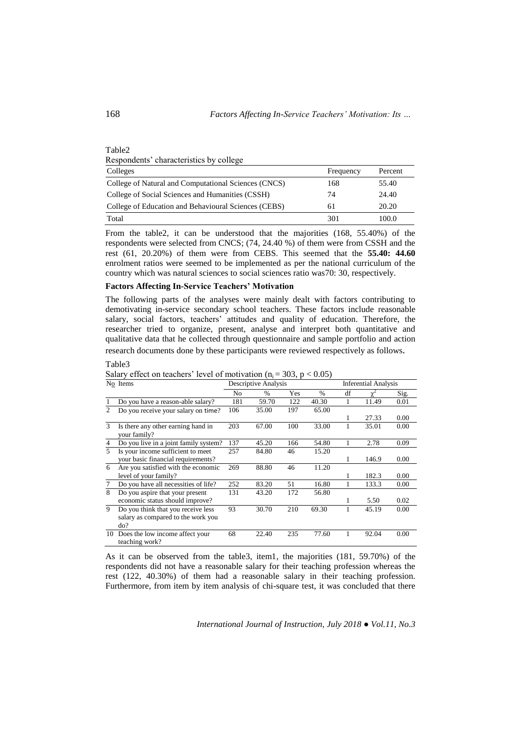Table2

Respondents' characteristics by college

| Colleges | Frequency | Percent |
|---|---|---|
| College of Natural and Computational Sciences (CNCS) | 168 | 55.40 |
| College of Social Sciences and Humanities (CSSH) | 74 | 24.40 |
| College of Education and Behavioural Sciences (CEBS) | 61 | 20.20 |
| Total | 301 | 100.0 |

From the table2, it can be understood that the majorities (168, 55.40%) of the respondents were selected from CNCS; (74, 24.40 %) of them were from CSSH and the rest (61, 20.20%) of them were from CEBS. This seemed that the **55.40: 44.60** enrolment ratios were seemed to be implemented as per the national curriculum of the country which was natural sciences to social sciences ratio was70: 30, respectively.

### Factors Affecting In-Service Teachers' Motivation

The following parts of the analyses were mainly dealt with factors contributing to demotivating in-service secondary school teachers. These factors include reasonable salary, social factors, teachers' attitudes and quality of education. Therefore, the researcher tried to organize, present, analyse and interpret both quantitative and qualitative data that he collected through questionnaire and sample portfolio and action research documents done by these participants were reviewed respectively as follows.

Table3

Salary effect on teachers' level of motivation ($n_i = 303$, $p < 0.05$)

| No | Items | Descriptive Analysis | | | | Inferential Analysis | | |
|---|---|---|---|---|---|---|---|---|
| | | No | % | Yes | % | df | $\chi^2$ | Sig. |
| 1 | Do you have a reason-able salary? | 181 | 59.70 | 122 | 40.30 | 1 | 11.49 | 0.01 |
| 2 | Do you receive your salary on time? | 106 | 35.00 | 197 | 65.00 | 1 | 27.33 | 0.00 |
| 3 | Is there any other earning hand in your family? | 203 | 67.00 | 100 | 33.00 | 1 | 35.01 | 0.00 |
| 4 | Do you live in a joint family system? | 137 | 45.20 | 166 | 54.80 | 1 | 2.78 | 0.09 |
| 5 | Is your income sufficient to meet your basic financial requirements? | 257 | 84.80 | 46 | 15.20 | 1 | 146.9 | 0.00 |
| 6 | Are you satisfied with the economic level of your family? | 269 | 88.80 | 46 | 11.20 | 1 | 182.3 | 0.00 |
| 7 | Do you have all necessities of life? | 252 | 83.20 | 51 | 16.80 | 1 | 133.3 | 0.00 |
| 8 | Do you aspire that your present economic status should improve? | 131 | 43.20 | 172 | 56.80 | 1 | 5.50 | 0.02 |
| 9 | Do you think that you receive less salary as compared to the work you do? | 93 | 30.70 | 210 | 69.30 | 1 | 45.19 | 0.00 |
| 10 | Does the low income affect your teaching work? | 68 | 22.40 | 235 | 77.60 | 1 | 92.04 | 0.00 |

As it can be observed from the table3, item1, the majorities (181, 59.70%) of the respondents did not have a reasonable salary for their teaching profession whereas the rest (122, 40.30%) of them had a reasonable salary in their teaching profession. Furthermore, from item by item analysis of chi-square test, it was concluded that there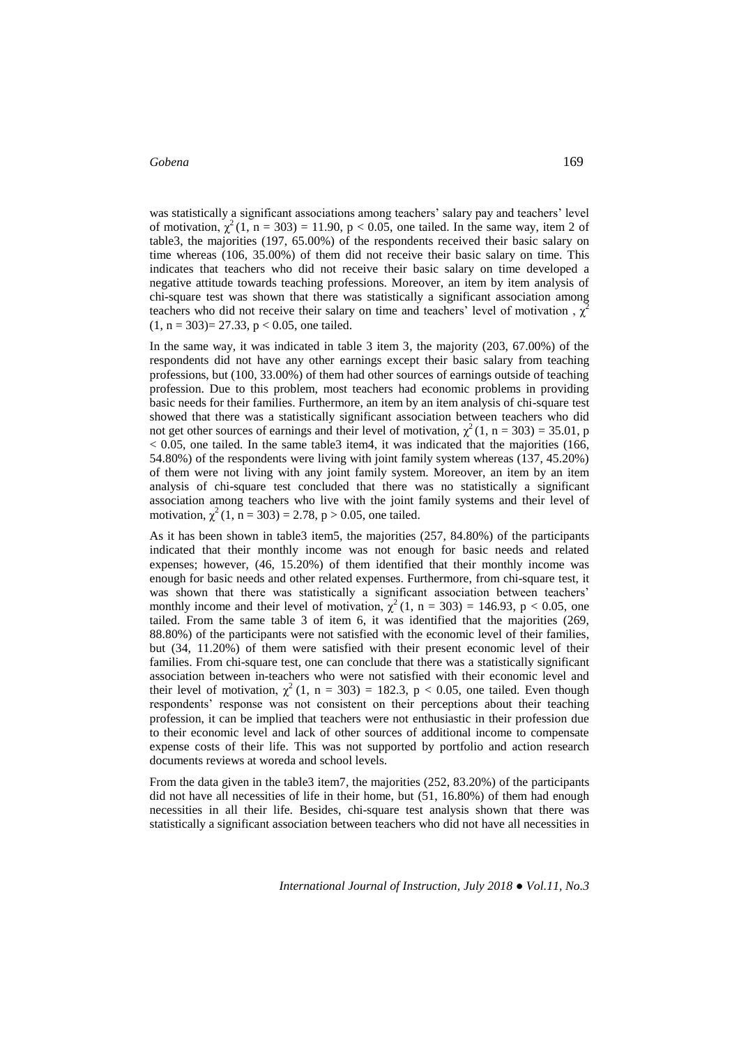was statistically a significant associations among teachers' salary pay and teachers' level of motivation, $\chi^2$ (1, n = 303) = 11.90, $p < 0.05$, one tailed. In the same way, item 2 of table3, the majorities (197, 65.00%) of the respondents received their basic salary on time whereas (106, 35.00%) of them did not receive their basic salary on time. This indicates that teachers who did not receive their basic salary on time developed a negative attitude towards teaching professions. Moreover, an item by item analysis of chi-square test was shown that there was statistically a significant association among teachers who did not receive their salary on time and teachers' level of motivation , $\chi^2$ (1, n = 303)= 27.33, $p < 0.05$, one tailed.

In the same way, it was indicated in table 3 item 3, the majority (203, 67.00%) of the respondents did not have any other earnings except their basic salary from teaching professions, but (100, 33.00%) of them had other sources of earnings outside of teaching profession. Due to this problem, most teachers had economic problems in providing basic needs for their families. Furthermore, an item by an item analysis of chi-square test showed that there was a statistically significant association between teachers who did not get other sources of earnings and their level of motivation, $\chi^2$ (1, n = 303) = 35.01, $p < 0.05$, one tailed. In the same table3 item4, it was indicated that the majorities (166, 54.80%) of the respondents were living with joint family system whereas (137, 45.20%) of them were not living with any joint family system. Moreover, an item by an item analysis of chi-square test concluded that there was no statistically a significant association among teachers who live with the joint family systems and their level of motivation, $\chi^2$ (1, n = 303) = 2.78, $p > 0.05$, one tailed.

As it has been shown in table3 item5, the majorities (257, 84.80%) of the participants indicated that their monthly income was not enough for basic needs and related expenses; however, (46, 15.20%) of them identified that their monthly income was enough for basic needs and other related expenses. Furthermore, from chi-square test, it was shown that there was statistically a significant association between teachers' monthly income and their level of motivation, $\chi^2$ (1, n = 303) = 146.93, $p < 0.05$, one tailed. From the same table 3 of item 6, it was identified that the majorities (269, 88.80%) of the participants were not satisfied with the economic level of their families, but (34, 11.20%) of them were satisfied with their present economic level of their families. From chi-square test, one can conclude that there was a statistically significant association between in-teachers who were not satisfied with their economic level and their level of motivation, $\chi^2$ (1, n = 303) = 182.3, $p < 0.05$, one tailed. Even though respondents' response was not consistent on their perceptions about their teaching profession, it can be implied that teachers were not enthusiastic in their profession due to their economic level and lack of other sources of additional income to compensate expense costs of their life. This was not supported by portfolio and action research documents reviews at woreda and school levels.

From the data given in the table3 item7, the majorities (252, 83.20%) of the participants did not have all necessities of life in their home, but (51, 16.80%) of them had enough necessities in all their life. Besides, chi-square test analysis shown that there was statistically a significant association between teachers who did not have all necessities in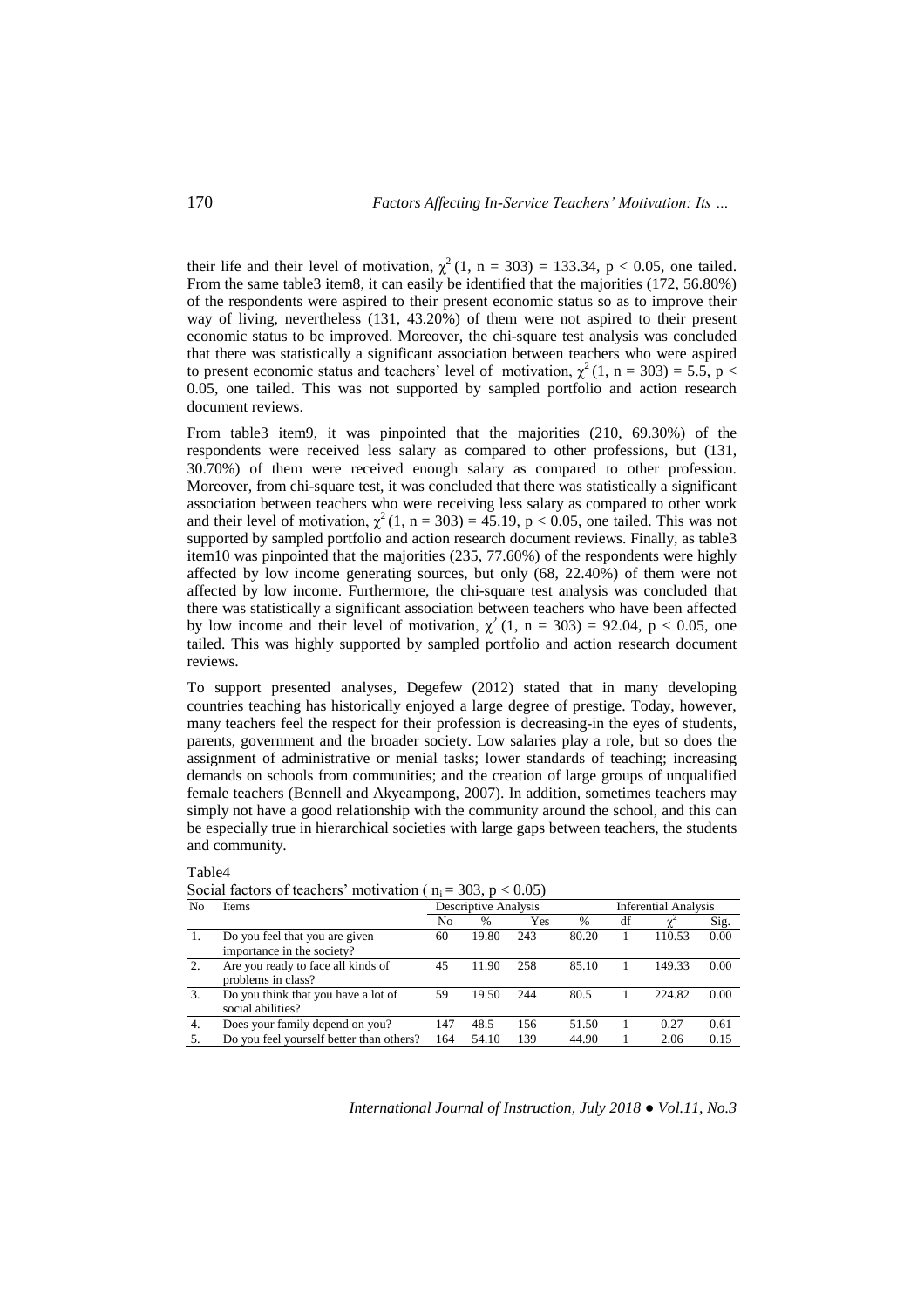their life and their level of motivation, $\chi^2$ (1, n = 303) = 133.34, $p < 0.05$, one tailed. From the same table3 item8, it can easily be identified that the majorities (172, 56.80%) of the respondents were aspired to their present economic status so as to improve their way of living, nevertheless (131, 43.20%) of them were not aspired to their present economic status to be improved. Moreover, the chi-square test analysis was concluded that there was statistically a significant association between teachers who were aspired to present economic status and teachers' level of motivation, $\chi^2$ (1, n = 303) = 5.5, $p < 0.05$, one tailed. This was not supported by sampled portfolio and action research document reviews.

From table3 item9, it was pinpointed that the majorities (210, 69.30%) of the respondents were received less salary as compared to other professions, but (131, 30.70%) of them were received enough salary as compared to other profession. Moreover, from chi-square test, it was concluded that there was statistically a significant association between teachers who were receiving less salary as compared to other work and their level of motivation, $\chi^2$ (1, n = 303) = 45.19, $p < 0.05$, one tailed. This was not supported by sampled portfolio and action research document reviews. Finally, as table3 item10 was pinpointed that the majorities (235, 77.60%) of the respondents were highly affected by low income generating sources, but only (68, 22.40%) of them were not affected by low income. Furthermore, the chi-square test analysis was concluded that there was statistically a significant association between teachers who have been affected by low income and their level of motivation, $\chi^2$ (1, n = 303) = 92.04, $p < 0.05$, one tailed. This was highly supported by sampled portfolio and action research document reviews.

To support presented analyses, Degefew (2012) stated that in many developing countries teaching has historically enjoyed a large degree of prestige. Today, however, many teachers feel the respect for their profession is decreasing-in the eyes of students, parents, government and the broader society. Low salaries play a role, but so does the assignment of administrative or menial tasks; lower standards of teaching; increasing demands on schools from communities; and the creation of large groups of unqualified female teachers (Bennell and Akyeampong, 2007). In addition, sometimes teachers may simply not have a good relationship with the community around the school, and this can be especially true in hierarchical societies with large gaps between teachers, the students and community.

Table4

Social factors of teachers' motivation ( $n_i = 303$, $p < 0.05$)

| No | Items | Descriptive Analysis | | | | Inferential Analysis | | |
|---|---|---|---|---|---|---|---|---|
| | | No | % | Yes | % | df | $\chi^2$ | Sig. |
| 1. | Do you feel that you are given importance in the society? | 60 | 19.80 | 243 | 80.20 | 1 | 110.53 | 0.00 |
| 2. | Are you ready to face all kinds of problems in class? | 45 | 11.90 | 258 | 85.10 | 1 | 149.33 | 0.00 |
| 3. | Do you think that you have a lot of social abilities? | 59 | 19.50 | 244 | 80.5 | 1 | 224.82 | 0.00 |
| 4. | Does your family depend on you? | 147 | 48.5 | 156 | 51.50 | 1 | 0.27 | 0.61 |
| 5. | Do you feel yourself better than others? | 164 | 54.10 | 139 | 44.90 | 1 | 2.06 | 0.15 |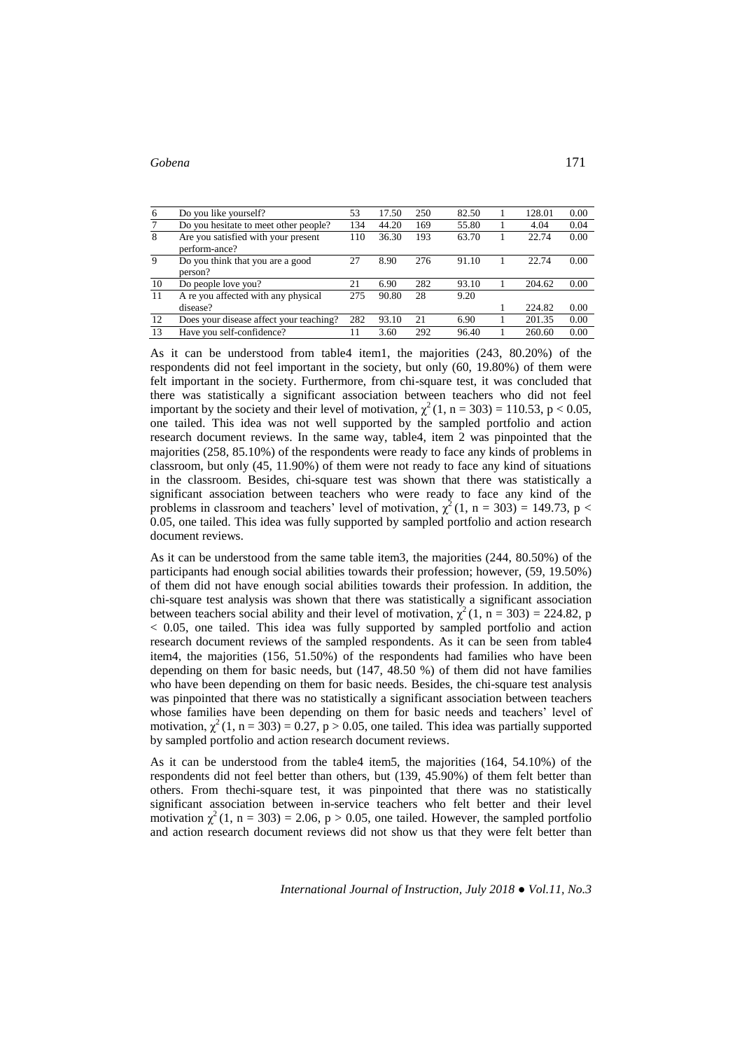| 6 | Do you like yourself? | 53 | 17.50 | 250 | 82.50 | 1 | 128.01 | 0.00 |
|---|---|---|---|---|---|---|---|---|
| 7 | Do you hesitate to meet other people? | 134 | 44.20 | 169 | 55.80 | 1 | 4.04 | 0.04 |
| 8 | Are you satisfied with your present perform-ance? | 110 | 36.30 | 193 | 63.70 | 1 | 22.74 | 0.00 |
| 9 | Do you think that you are a good person? | 27 | 8.90 | 276 | 91.10 | 1 | 22.74 | 0.00 |
| 10 | Do people love you? | 21 | 6.90 | 282 | 93.10 | 1 | 204.62 | 0.00 |
| 11 | A re you affected with any physical disease? | 275 | 90.80 | 28 | 9.20 | 1 | 224.82 | 0.00 |
| 12 | Does your disease affect your teaching? | 282 | 93.10 | 21 | 6.90 | 1 | 201.35 | 0.00 |
| 13 | Have you self-confidence? | 11 | 3.60 | 292 | 96.40 | 1 | 260.60 | 0.00 |

As it can be understood from table4 item1, the majorities (243, 80.20%) of the respondents did not feel important in the society, but only (60, 19.80%) of them were felt important in the society. Furthermore, from chi-square test, it was concluded that there was statistically a significant association between teachers who did not feel important by the society and their level of motivation, $\chi^2(1, n = 303) = 110.53$, $p < 0.05$, one tailed. This idea was not well supported by the sampled portfolio and action research document reviews. In the same way, table4, item 2 was pinpointed that the majorities (258, 85.10%) of the respondents were ready to face any kinds of problems in classroom, but only (45, 11.90%) of them were not ready to face any kind of situations in the classroom. Besides, chi-square test was shown that there was statistically a significant association between teachers who were ready to face any kind of the problems in classroom and teachers' level of motivation, $\chi^2(1, n = 303) = 149.73$, $p < 0.05$, one tailed. This idea was fully supported by sampled portfolio and action research document reviews.

As it can be understood from the same table item3, the majorities (244, 80.50%) of the participants had enough social abilities towards their profession; however, (59, 19.50%) of them did not have enough social abilities towards their profession. In addition, the chi-square test analysis was shown that there was statistically a significant association between teachers social ability and their level of motivation, $\chi^2(1, n = 303) = 224.82$, $p < 0.05$, one tailed. This idea was fully supported by sampled portfolio and action research document reviews of the sampled respondents. As it can be seen from table4 item4, the majorities (156, 51.50%) of the respondents had families who have been depending on them for basic needs, but (147, 48.50 %) of them did not have families who have been depending on them for basic needs. Besides, the chi-square test analysis was pinpointed that there was no statistically a significant association between teachers whose families have been depending on them for basic needs and teachers' level of motivation, $\chi^2(1, n = 303) = 0.27$, $p > 0.05$, one tailed. This idea was partially supported by sampled portfolio and action research document reviews.

As it can be understood from the table4 item5, the majorities (164, 54.10%) of the respondents did not feel better than others, but (139, 45.90%) of them felt better than others. From thechi-square test, it was pinpointed that there was no statistically significant association between in-service teachers who felt better and their level motivation $\chi^2(1, n = 303) = 2.06$, $p > 0.05$, one tailed. However, the sampled portfolio and action research document reviews did not show us that they were felt better than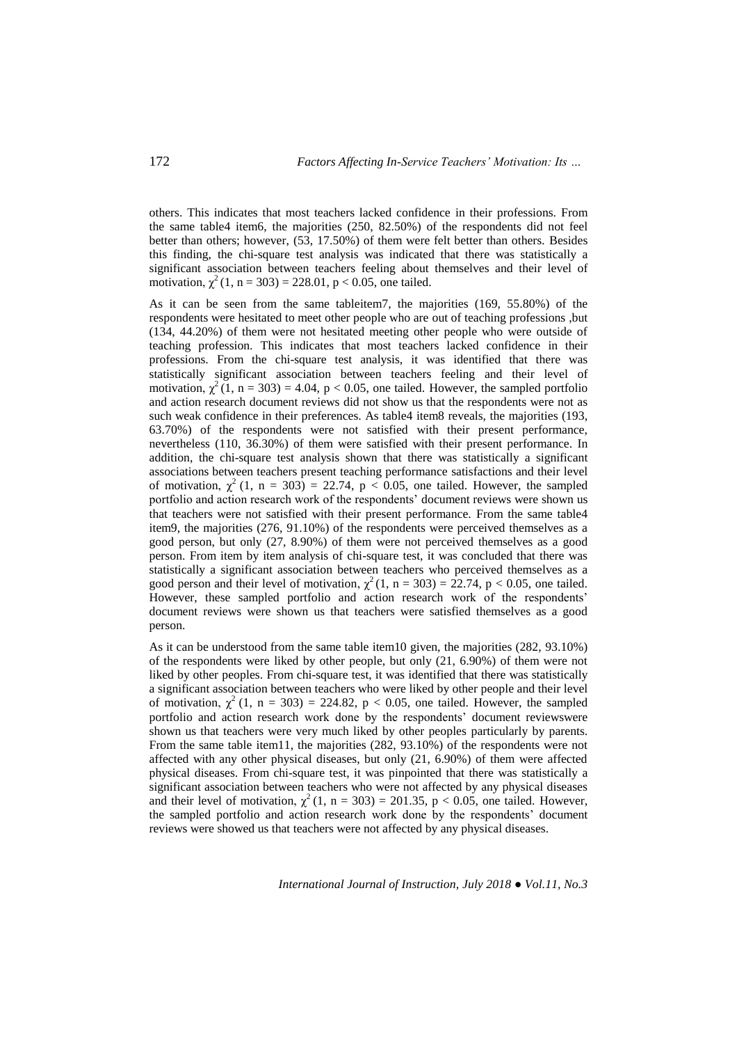others. This indicates that most teachers lacked confidence in their professions. From the same table4 item6, the majorities (250, 82.50%) of the respondents did not feel better than others; however, (53, 17.50%) of them were felt better than others. Besides this finding, the chi-square test analysis was indicated that there was statistically a significant association between teachers feeling about themselves and their level of motivation, $\chi^2$ (1, n = 303) = 228.01, $p < 0.05$, one tailed.

As it can be seen from the same tableitem7, the majorities (169, 55.80%) of the respondents were hesitated to meet other people who are out of teaching professions ,but (134, 44.20%) of them were not hesitated meeting other people who were outside of teaching profession. This indicates that most teachers lacked confidence in their professions. From the chi-square test analysis, it was identified that there was statistically significant association between teachers feeling and their level of motivation, $\chi^2$ (1, n = 303) = 4.04, $p < 0.05$, one tailed. However, the sampled portfolio and action research document reviews did not show us that the respondents were not as such weak confidence in their preferences. As table4 item8 reveals, the majorities (193, 63.70%) of the respondents were not satisfied with their present performance, nevertheless (110, 36.30%) of them were satisfied with their present performance. In addition, the chi-square test analysis shown that there was statistically a significant associations between teachers present teaching performance satisfactions and their level of motivation, $\chi^2$ (1, n = 303) = 22.74, $p < 0.05$, one tailed. However, the sampled portfolio and action research work of the respondents' document reviews were shown us that teachers were not satisfied with their present performance. From the same table4 item9, the majorities (276, 91.10%) of the respondents were perceived themselves as a good person, but only (27, 8.90%) of them were not perceived themselves as a good person. From item by item analysis of chi-square test, it was concluded that there was statistically a significant association between teachers who perceived themselves as a good person and their level of motivation, $\chi^2$ (1, n = 303) = 22.74, $p < 0.05$, one tailed. However, these sampled portfolio and action research work of the respondents' document reviews were shown us that teachers were satisfied themselves as a good person.

As it can be understood from the same table item10 given, the majorities (282, 93.10%) of the respondents were liked by other people, but only (21, 6.90%) of them were not liked by other peoples. From chi-square test, it was identified that there was statistically a significant association between teachers who were liked by other people and their level of motivation, $\chi^2$ (1, n = 303) = 224.82, $p < 0.05$, one tailed. However, the sampled portfolio and action research work done by the respondents' document reviewswere shown us that teachers were very much liked by other peoples particularly by parents. From the same table item11, the majorities (282, 93.10%) of the respondents were not affected with any other physical diseases, but only (21, 6.90%) of them were affected physical diseases. From chi-square test, it was pinpointed that there was statistically a significant association between teachers who were not affected by any physical diseases and their level of motivation, $\chi^2$ (1, n = 303) = 201.35, $p < 0.05$, one tailed. However, the sampled portfolio and action research work done by the respondents' document reviews were showed us that teachers were not affected by any physical diseases.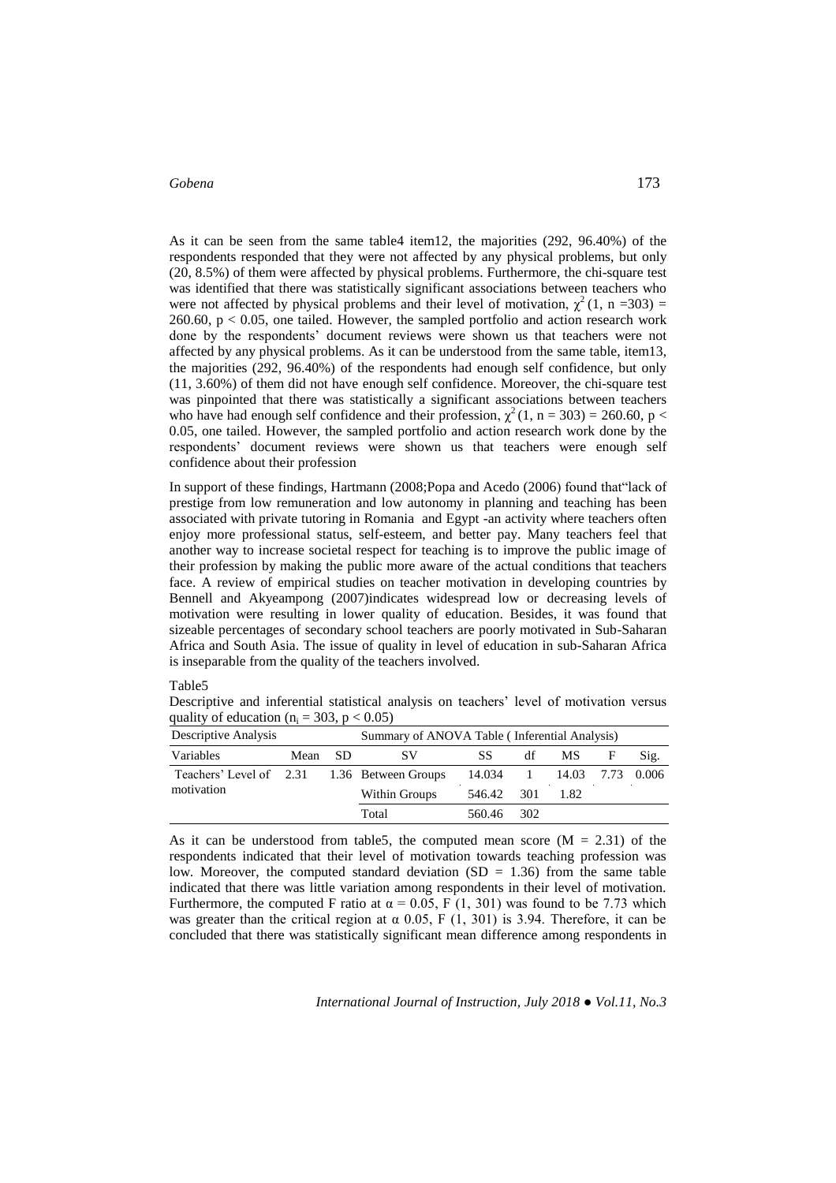As it can be seen from the same table4 item12, the majorities (292, 96.40%) of the respondents responded that they were not affected by any physical problems, but only (20, 8.5%) of them were affected by physical problems. Furthermore, the chi-square test was identified that there was statistically significant associations between teachers who were not affected by physical problems and their level of motivation, $\chi^2$ (1, n =303) = 260.60, $p < 0.05$, one tailed. However, the sampled portfolio and action research work done by the respondents' document reviews were shown us that teachers were not affected by any physical problems. As it can be understood from the same table, item13, the majorities (292, 96.40%) of the respondents had enough self confidence, but only (11, 3.60%) of them did not have enough self confidence. Moreover, the chi-square test was pinpointed that there was statistically a significant associations between teachers who have had enough self confidence and their profession, $\chi^2$ (1, n = 303) = 260.60, $p < 0.05$, one tailed. However, the sampled portfolio and action research work done by the respondents' document reviews were shown us that teachers were enough self confidence about their profession

In support of these findings, Hartmann (2008;Popa and Acedo (2006) found that"lack of prestige from low remuneration and low autonomy in planning and teaching has been associated with private tutoring in Romania and Egypt -an activity where teachers often enjoy more professional status, self-esteem, and better pay. Many teachers feel that another way to increase societal respect for teaching is to improve the public image of their profession by making the public more aware of the actual conditions that teachers face. A review of empirical studies on teacher motivation in developing countries by Bennell and Akyeampong (2007)indicates widespread low or decreasing levels of motivation were resulting in lower quality of education. Besides, it was found that sizeable percentages of secondary school teachers are poorly motivated in Sub-Saharan Africa and South Asia. The issue of quality in level of education in sub-Saharan Africa is inseparable from the quality of the teachers involved.

Table5

Descriptive and inferential statistical analysis on teachers' level of motivation versus quality of education ($n_i = 303$, $p < 0.05$)

| Descriptive Analysis | | | Summary of ANOVA Table ( Inferential Analysis) | | | | | |
|---|---|---|---|---|---|---|---|---|
| Variables | Mean | SD | SV | SS | df | MS | F | Sig. |
| Teachers' Level of motivation | 2.31 | 1.36 | Between Groups | 14.034 | 1 | 14.03 | 7.73 | 0.006 |
| | | | Within Groups | 546.42 | 301 | 1.82 | | |
| | | | Total | 560.46 | 302 | | | |

As it can be understood from table5, the computed mean score ($M = 2.31$) of the respondents indicated that their level of motivation towards teaching profession was low. Moreover, the computed standard deviation ($SD = 1.36$) from the same table indicated that there was little variation among respondents in their level of motivation. Furthermore, the computed F ratio at $\alpha = 0.05$, F (1, 301) was found to be 7.73 which was greater than the critical region at $\alpha$ 0.05, F (1, 301) is 3.94. Therefore, it can be concluded that there was statistically significant mean difference among respondents in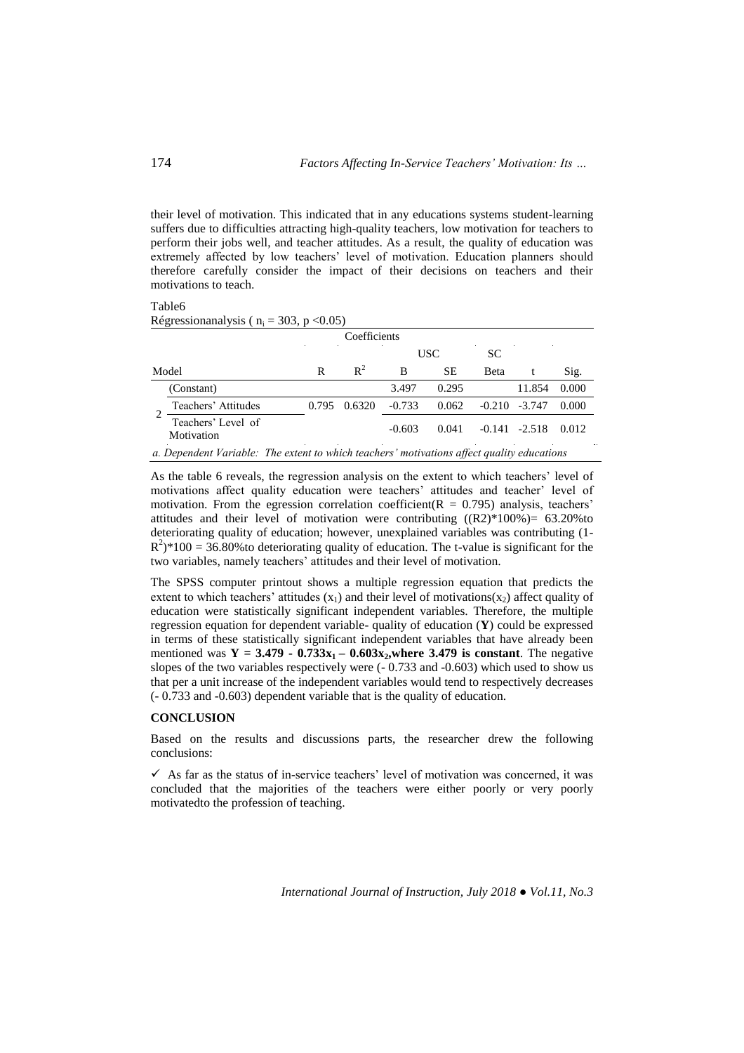their level of motivation. This indicated that in any educations systems student-learning suffers due to difficulties attracting high-quality teachers, low motivation for teachers to perform their jobs well, and teacher attitudes. As a result, the quality of education was extremely affected by low teachers' level of motivation. Education planners should therefore carefully consider the impact of their decisions on teachers and their motivations to teach.

Table6

Régressionanalysis ( $n_i = 303$, $p < 0.05$)

| Model | | R | $R^2$ | Coefficients USC B | SE | SC Beta | t | Sig. |
|---|---|---|---|---|---|---|---|---|
| 2 | (Constant) | | | 3.497 | 0.295 | | 11.854 | 0.000 |
| | Teachers' Attitudes | 0.795 | 0.6320 | -0.733 | 0.062 | -0.210 | -3.747 | 0.000 |
| | Teachers' Level of Motivation | | | -0.603 | 0.041 | -0.141 | -2.518 | 0.012 |

*a. Dependent Variable: The extent to which teachers' motivations affect quality educations*

As the table 6 reveals, the regression analysis on the extent to which teachers' level of motivations affect quality education were teachers' attitudes and teacher' level of motivation. From the egression correlation coefficient($R = 0.795$) analysis, teachers' attitudes and their level of motivation were contributing ((R2)*100%)= 63.20%to deteriorating quality of education; however, unexplained variables was contributing $(1-R^2)*100 = 36.80\%$to deteriorating quality of education. The t-value is significant for the two variables, namely teachers' attitudes and their level of motivation.

The SPSS computer printout shows a multiple regression equation that predicts the extent to which teachers' attitudes ($x_1$) and their level of motivations($x_2$) affect quality of education were statistically significant independent variables. Therefore, the multiple regression equation for dependent variable- quality of education (**Y**) could be expressed in terms of these statistically significant independent variables that have already been mentioned was **$Y = 3.479 - 0.733x_1 - 0.603x_2$,where 3.479 is constant**. The negative slopes of the two variables respectively were (- 0.733 and -0.603) which used to show us that per a unit increase of the independent variables would tend to respectively decreases (- 0.733 and -0.603) dependent variable that is the quality of education.

## CONCLUSION

Based on the results and discussions parts, the researcher drew the following conclusions:

✓ As far as the status of in-service teachers' level of motivation was concerned, it was concluded that the majorities of the teachers were either poorly or very poorly motivatedto the profession of teaching.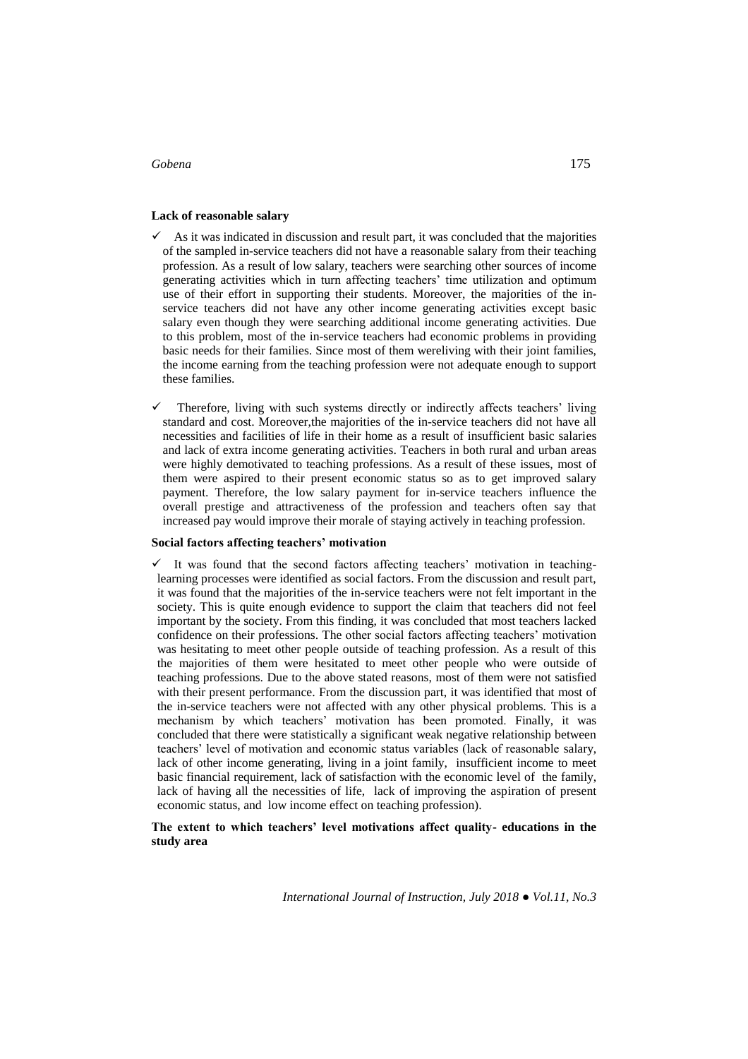**Lack of reasonable salary**

- ✓ As it was indicated in discussion and result part, it was concluded that the majorities of the sampled in-service teachers did not have a reasonable salary from their teaching profession. As a result of low salary, teachers were searching other sources of income generating activities which in turn affecting teachers' time utilization and optimum use of their effort in supporting their students. Moreover, the majorities of the in-service teachers did not have any other income generating activities except basic salary even though they were searching additional income generating activities. Due to this problem, most of the in-service teachers had economic problems in providing basic needs for their families. Since most of them wereliving with their joint families, the income earning from the teaching profession were not adequate enough to support these families.

- ✓ Therefore, living with such systems directly or indirectly affects teachers' living standard and cost. Moreover,the majorities of the in-service teachers did not have all necessities and facilities of life in their home as a result of insufficient basic salaries and lack of extra income generating activities. Teachers in both rural and urban areas were highly demotivated to teaching professions. As a result of these issues, most of them were aspired to their present economic status so as to get improved salary payment. Therefore, the low salary payment for in-service teachers influence the overall prestige and attractiveness of the profession and teachers often say that increased pay would improve their morale of staying actively in teaching profession.

**Social factors affecting teachers' motivation**

- ✓ It was found that the second factors affecting teachers' motivation in teaching-learning processes were identified as social factors. From the discussion and result part, it was found that the majorities of the in-service teachers were not felt important in the society. This is quite enough evidence to support the claim that teachers did not feel important by the society. From this finding, it was concluded that most teachers lacked confidence on their professions. The other social factors affecting teachers' motivation was hesitating to meet other people outside of teaching profession. As a result of this the majorities of them were hesitated to meet other people who were outside of teaching professions. Due to the above stated reasons, most of them were not satisfied with their present performance. From the discussion part, it was identified that most of the in-service teachers were not affected with any other physical problems. This is a mechanism by which teachers' motivation has been promoted. Finally, it was concluded that there were statistically a significant weak negative relationship between teachers' level of motivation and economic status variables (lack of reasonable salary, lack of other income generating, living in a joint family, insufficient income to meet basic financial requirement, lack of satisfaction with the economic level of the family, lack of having all the necessities of life, lack of improving the aspiration of present economic status, and low income effect on teaching profession).

**The extent to which teachers' level motivations affect quality- educations in the study area**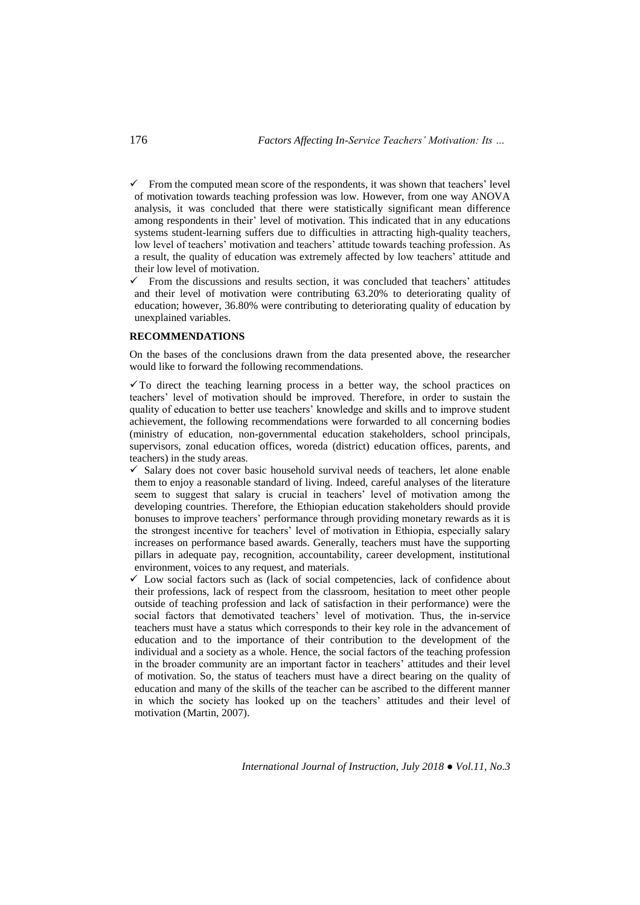- ✓ From the computed mean score of the respondents, it was shown that teachers' level of motivation towards teaching profession was low. However, from one way ANOVA analysis, it was concluded that there were statistically significant mean difference among respondents in their' level of motivation. This indicated that in any educations systems student-learning suffers due to difficulties in attracting high-quality teachers, low level of teachers' motivation and teachers' attitude towards teaching profession. As a result, the quality of education was extremely affected by low teachers' attitude and their low level of motivation.
- ✓ From the discussions and results section, it was concluded that teachers' attitudes and their level of motivation were contributing 63.20% to deteriorating quality of education; however, 36.80% were contributing to deteriorating quality of education by unexplained variables.

### RECOMMENDATIONS

On the bases of the conclusions drawn from the data presented above, the researcher would like to forward the following recommendations.

✓ To direct the teaching learning process in a better way, the school practices on teachers' level of motivation should be improved. Therefore, in order to sustain the quality of education to better use teachers' knowledge and skills and to improve student achievement, the following recommendations were forwarded to all concerning bodies (ministry of education, non-governmental education stakeholders, school principals, supervisors, zonal education offices, woreda (district) education offices, parents, and teachers) in the study areas.

- ✓ Salary does not cover basic household survival needs of teachers, let alone enable them to enjoy a reasonable standard of living. Indeed, careful analyses of the literature seem to suggest that salary is crucial in teachers' level of motivation among the developing countries. Therefore, the Ethiopian education stakeholders should provide bonuses to improve teachers' performance through providing monetary rewards as it is the strongest incentive for teachers' level of motivation in Ethiopia, especially salary increases on performance based awards. Generally, teachers must have the supporting pillars in adequate pay, recognition, accountability, career development, institutional environment, voices to any request, and materials.
- ✓ Low social factors such as (lack of social competencies, lack of confidence about their professions, lack of respect from the classroom, hesitation to meet other people outside of teaching profession and lack of satisfaction in their performance) were the social factors that demotivated teachers' level of motivation. Thus, the in-service teachers must have a status which corresponds to their key role in the advancement of education and to the importance of their contribution to the development of the individual and a society as a whole. Hence, the social factors of the teaching profession in the broader community are an important factor in teachers' attitudes and their level of motivation. So, the status of teachers must have a direct bearing on the quality of education and many of the skills of the teacher can be ascribed to the different manner in which the society has looked up on the teachers' attitudes and their level of motivation (Martin, 2007).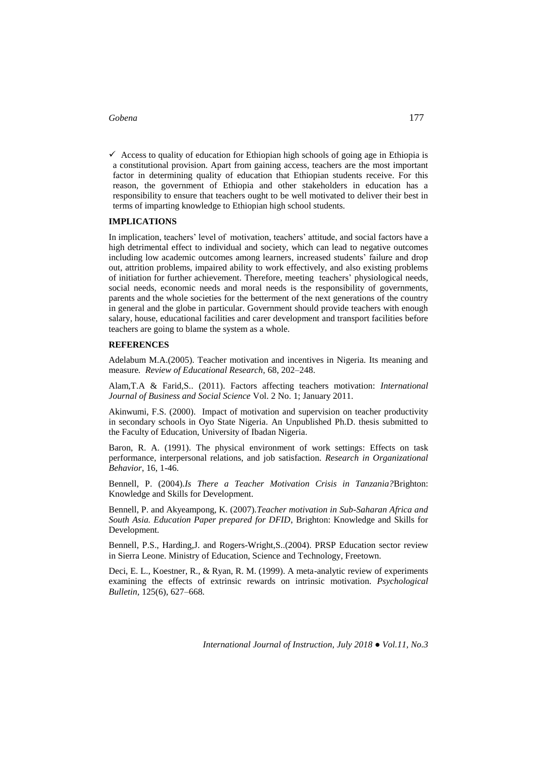- ✓ Access to quality of education for Ethiopian high schools of going age in Ethiopia is a constitutional provision. Apart from gaining access, teachers are the most important factor in determining quality of education that Ethiopian students receive. For this reason, the government of Ethiopia and other stakeholders in education has a responsibility to ensure that teachers ought to be well motivated to deliver their best in terms of imparting knowledge to Ethiopian high school students.

## IMPLICATIONS

In implication, teachers' level of motivation, teachers' attitude, and social factors have a high detrimental effect to individual and society, which can lead to negative outcomes including low academic outcomes among learners, increased students' failure and drop out, attrition problems, impaired ability to work effectively, and also existing problems of initiation for further achievement. Therefore, meeting teachers' physiological needs, social needs, economic needs and moral needs is the responsibility of governments, parents and the whole societies for the betterment of the next generations of the country in general and the globe in particular. Government should provide teachers with enough salary, house, educational facilities and carer development and transport facilities before teachers are going to blame the system as a whole.

## REFERENCES

Adelabum M.A.(2005). Teacher motivation and incentives in Nigeria. Its meaning and measure. *Review of Educational Research*, 68, 202–248.

Alam,T.A & Farid,S.. (2011). Factors affecting teachers motivation: *International Journal of Business and Social Science* Vol. 2 No. 1; January 2011.

Akinwumi, F.S. (2000). Impact of motivation and supervision on teacher productivity in secondary schools in Oyo State Nigeria. An Unpublished Ph.D. thesis submitted to the Faculty of Education, University of Ibadan Nigeria.

Baron, R. A. (1991). The physical environment of work settings: Effects on task performance, interpersonal relations, and job satisfaction. *Research in Organizational Behavior*, 16, 1-46.

Bennell, P. (2004).*Is There a Teacher Motivation Crisis in Tanzania?*Brighton: Knowledge and Skills for Development.

Bennell, P. and Akyeampong, K. (2007).*Teacher motivation in Sub-Saharan Africa and South Asia. Education Paper prepared for DFID*, Brighton: Knowledge and Skills for Development.

Bennell, P.S., Harding,J. and Rogers-Wright,S..(2004). PRSP Education sector review in Sierra Leone. Ministry of Education, Science and Technology, Freetown.

Deci, E. L., Koestner, R., & Ryan, R. M. (1999). A meta-analytic review of experiments examining the effects of extrinsic rewards on intrinsic motivation. *Psychological Bulletin*, 125(6), 627–668.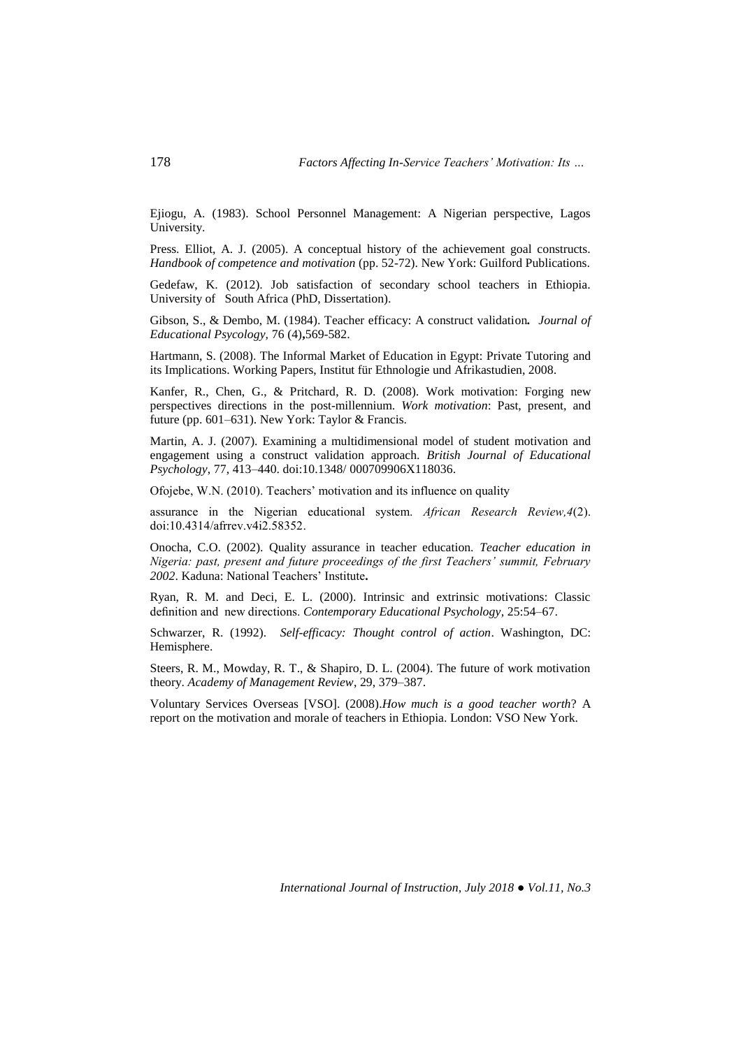Ejiogu, A. (1983). School Personnel Management: A Nigerian perspective, Lagos University.

Press. Elliot, A. J. (2005). A conceptual history of the achievement goal constructs. *Handbook of competence and motivation* (pp. 52-72). New York: Guilford Publications.

Gedefaw, K. (2012). Job satisfaction of secondary school teachers in Ethiopia. University of South Africa (PhD, Dissertation).

Gibson, S., & Dembo, M. (1984). Teacher efficacy: A construct validation**.** *Journal of Educational Psycology,* 76 (4)**,**569-582.

Hartmann, S. (2008). The Informal Market of Education in Egypt: Private Tutoring and its Implications. Working Papers, Institut für Ethnologie und Afrikastudien, 2008.

Kanfer, R., Chen, G., & Pritchard, R. D. (2008). Work motivation: Forging new perspectives directions in the post-millennium. *Work motivation*: Past, present, and future (pp. 601–631). New York: Taylor & Francis.

Martin, A. J. (2007). Examining a multidimensional model of student motivation and engagement using a construct validation approach. *British Journal of Educational Psychology*, 77, 413–440. doi:10.1348/ 000709906X118036.

Ofojebe, W.N. (2010). Teachers' motivation and its influence on quality

assurance in the Nigerian educational system. *African Research Review,4*(2). doi:10.4314/afrrev.v4i2.58352.

Onocha, C.O. (2002). Quality assurance in teacher education. *Teacher education in Nigeria: past, present and future proceedings of the first Teachers' summit, February 2002*. Kaduna: National Teachers' Institute**.**

Ryan, R. M. and Deci, E. L. (2000). Intrinsic and extrinsic motivations: Classic definition and new directions. *Contemporary Educational Psychology*, 25:54–67.

Schwarzer, R. (1992). *Self-efficacy: Thought control of action*. Washington, DC: Hemisphere.

Steers, R. M., Mowday, R. T., & Shapiro, D. L. (2004). The future of work motivation theory. *Academy of Management Review*, 29, 379–387.

Voluntary Services Overseas [VSO]. (2008).*How much is a good teacher worth*? A report on the motivation and morale of teachers in Ethiopia. London: VSO New York.